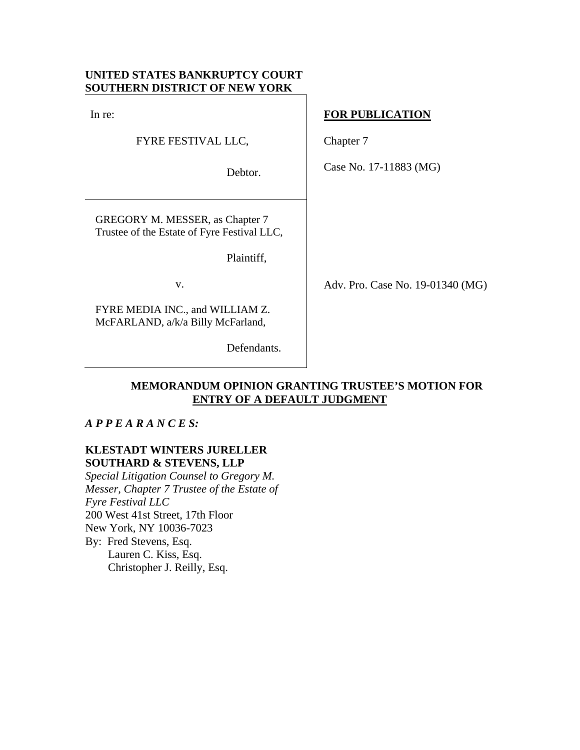**UNITED STATES BANKRUPTCY COURT**
**SOUTHERN DISTRICT OF NEW YORK**

| | |
|---|---|
| In re:<br><br>FYRE FESTIVAL LLC,<br><br>Debtor. | **FOR PUBLICATION**<br><br>Chapter 7<br><br>Case No. 17-11883 (MG) |
| GREGORY M. MESSER, as Chapter 7 Trustee of the Estate of Fyre Festival LLC,<br><br>Plaintiff,<br><br>v.<br><br>FYRE MEDIA INC., and WILLIAM Z. McFARLAND, a/k/a Billy McFarland,<br><br>Defendants. | Adv. Pro. Case No. 19-01340 (MG) |

**MEMORANDUM OPINION GRANTING TRUSTEE'S MOTION FOR ENTRY OF A DEFAULT JUDGMENT**

***A P P E A R A N C E S:***

**KLESTADT WINTERS JURELLER SOUTHARD & STEVENS, LLP**
*Special Litigation Counsel to Gregory M. Messer, Chapter 7 Trustee of the Estate of Fyre Festival LLC*
200 West 41st Street, 17th Floor
New York, NY 10036-7023
By: Fred Stevens, Esq.
Lauren C. Kiss, Esq.
Christopher J. Reilly, Esq.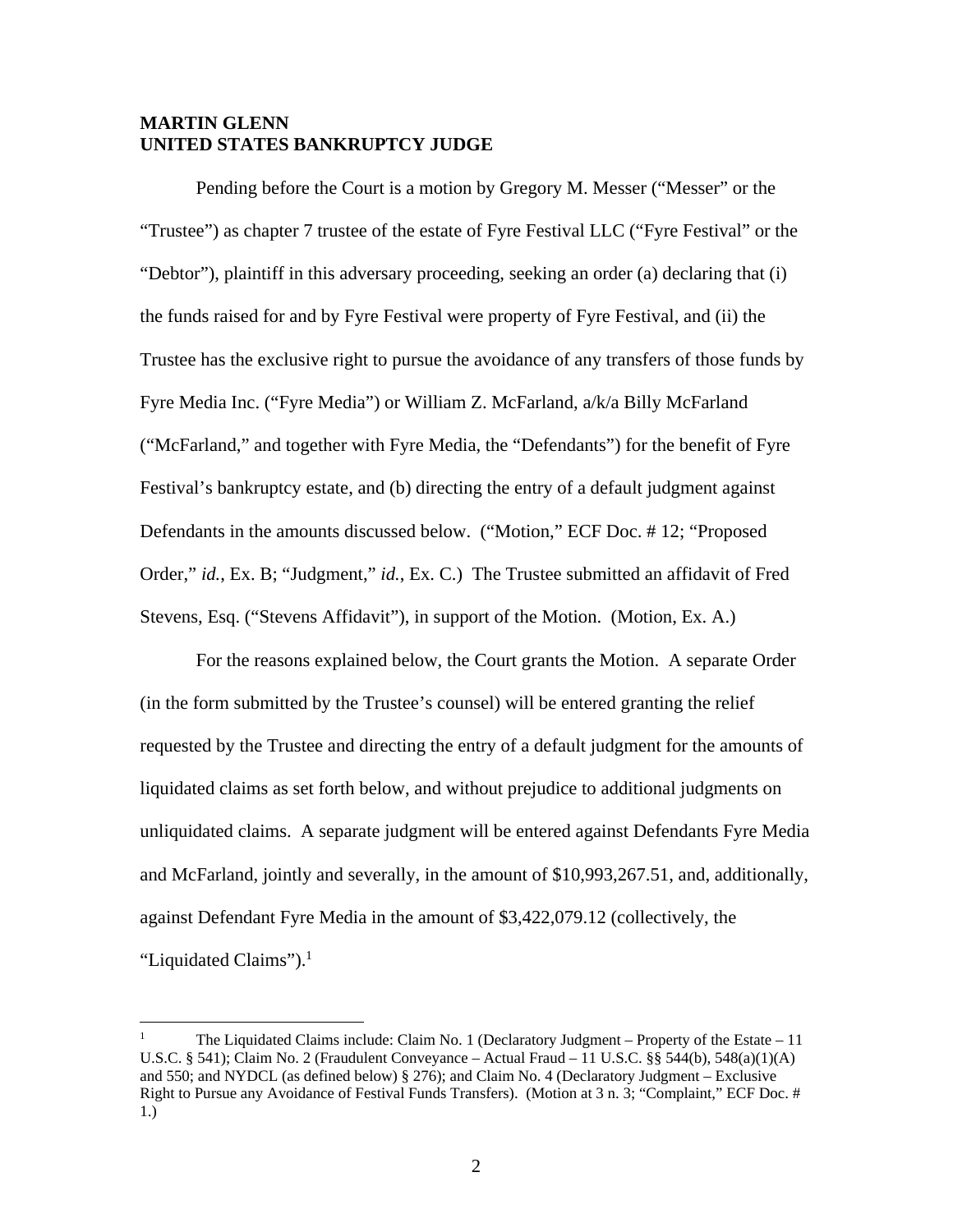**MARTIN GLENN**
**UNITED STATES BANKRUPTCY JUDGE**

Pending before the Court is a motion by Gregory M. Messer ("Messer" or the "Trustee") as chapter 7 trustee of the estate of Fyre Festival LLC ("Fyre Festival" or the "Debtor"), plaintiff in this adversary proceeding, seeking an order (a) declaring that (i) the funds raised for and by Fyre Festival were property of Fyre Festival, and (ii) the Trustee has the exclusive right to pursue the avoidance of any transfers of those funds by Fyre Media Inc. ("Fyre Media") or William Z. McFarland, a/k/a Billy McFarland ("McFarland," and together with Fyre Media, the "Defendants") for the benefit of Fyre Festival's bankruptcy estate, and (b) directing the entry of a default judgment against Defendants in the amounts discussed below. ("Motion," ECF Doc. # 12; "Proposed Order," *id.*, Ex. B; "Judgment," *id.*, Ex. C.) The Trustee submitted an affidavit of Fred Stevens, Esq. ("Stevens Affidavit"), in support of the Motion. (Motion, Ex. A.)

For the reasons explained below, the Court grants the Motion. A separate Order (in the form submitted by the Trustee's counsel) will be entered granting the relief requested by the Trustee and directing the entry of a default judgment for the amounts of liquidated claims as set forth below, and without prejudice to additional judgments on unliquidated claims. A separate judgment will be entered against Defendants Fyre Media and McFarland, jointly and severally, in the amount of $10,993,267.51, and, additionally, against Defendant Fyre Media in the amount of $3,422,079.12 (collectively, the "Liquidated Claims").[1]

---

[1] The Liquidated Claims include: Claim No. 1 (Declaratory Judgment – Property of the Estate – 11 U.S.C. § 541); Claim No. 2 (Fraudulent Conveyance – Actual Fraud – 11 U.S.C. §§ 544(b), 548(a)(1)(A) and 550; and NYDCL (as defined below) § 276); and Claim No. 4 (Declaratory Judgment – Exclusive Right to Pursue any Avoidance of Festival Funds Transfers). (Motion at 3 n. 3; "Complaint," ECF Doc. # 1.)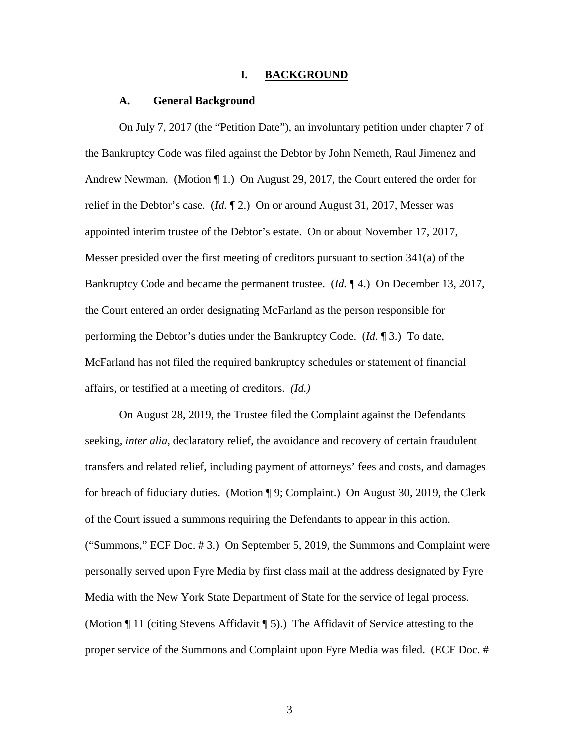# I. BACKGROUND

## A. General Background

On July 7, 2017 (the "Petition Date"), an involuntary petition under chapter 7 of the Bankruptcy Code was filed against the Debtor by John Nemeth, Raul Jimenez and Andrew Newman. (Motion ¶ 1.) On August 29, 2017, the Court entered the order for relief in the Debtor's case. (*Id.* ¶ 2.) On or around August 31, 2017, Messer was appointed interim trustee of the Debtor's estate. On or about November 17, 2017, Messer presided over the first meeting of creditors pursuant to section 341(a) of the Bankruptcy Code and became the permanent trustee. (*Id.* ¶ 4.) On December 13, 2017, the Court entered an order designating McFarland as the person responsible for performing the Debtor's duties under the Bankruptcy Code. (*Id.* ¶ 3.) To date, McFarland has not filed the required bankruptcy schedules or statement of financial affairs, or testified at a meeting of creditors. *(Id.)*

On August 28, 2019, the Trustee filed the Complaint against the Defendants seeking, *inter alia*, declaratory relief, the avoidance and recovery of certain fraudulent transfers and related relief, including payment of attorneys' fees and costs, and damages for breach of fiduciary duties. (Motion ¶ 9; Complaint.) On August 30, 2019, the Clerk of the Court issued a summons requiring the Defendants to appear in this action. ("Summons," ECF Doc. # 3.) On September 5, 2019, the Summons and Complaint were personally served upon Fyre Media by first class mail at the address designated by Fyre Media with the New York State Department of State for the service of legal process. (Motion ¶ 11 (citing Stevens Affidavit ¶ 5).) The Affidavit of Service attesting to the proper service of the Summons and Complaint upon Fyre Media was filed. (ECF Doc. #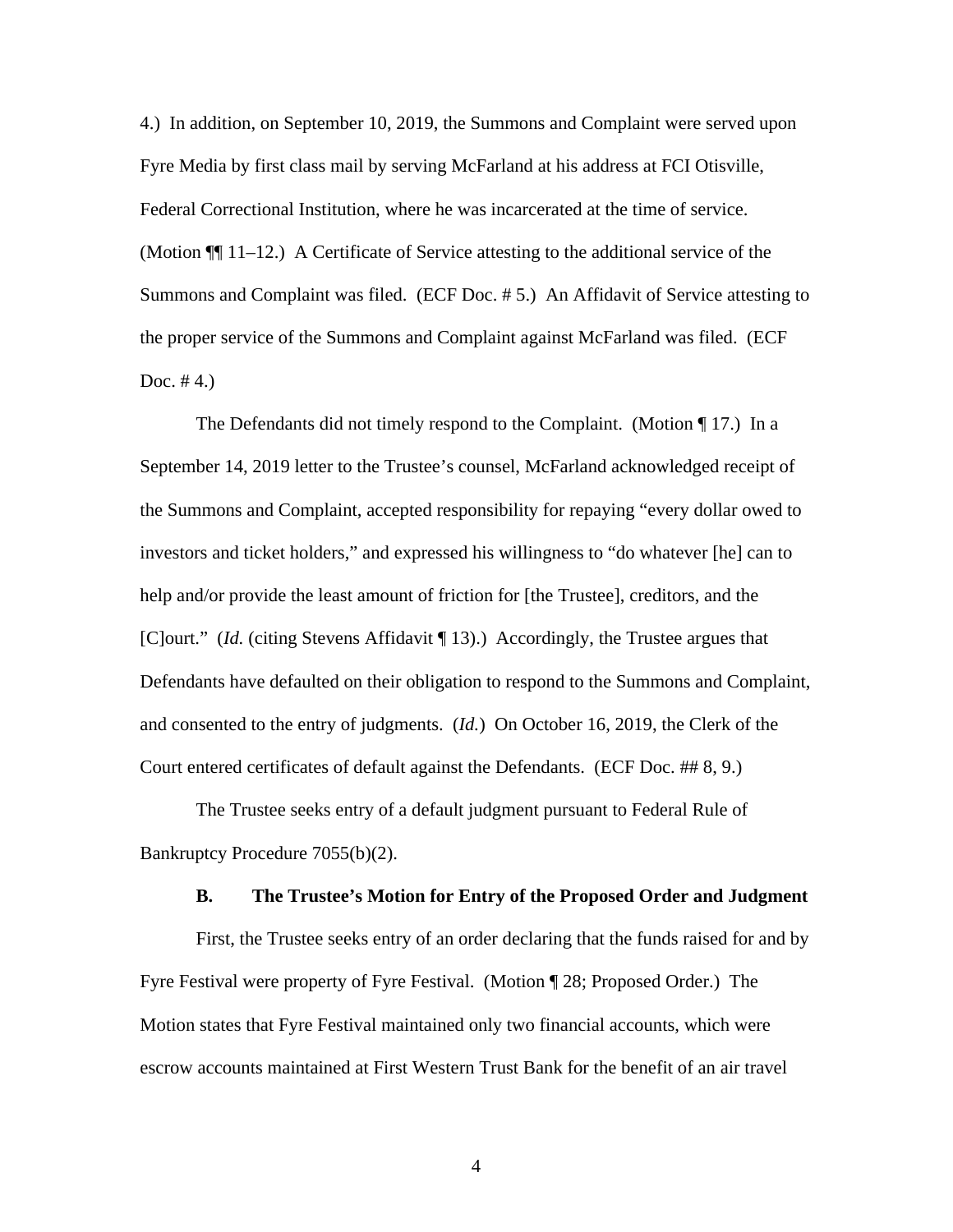4.) In addition, on September 10, 2019, the Summons and Complaint were served upon Fyre Media by first class mail by serving McFarland at his address at FCI Otisville, Federal Correctional Institution, where he was incarcerated at the time of service. (Motion ¶¶ 11–12.) A Certificate of Service attesting to the additional service of the Summons and Complaint was filed. (ECF Doc. # 5.) An Affidavit of Service attesting to the proper service of the Summons and Complaint against McFarland was filed. (ECF Doc. # 4.)

The Defendants did not timely respond to the Complaint. (Motion ¶ 17.) In a September 14, 2019 letter to the Trustee's counsel, McFarland acknowledged receipt of the Summons and Complaint, accepted responsibility for repaying "every dollar owed to investors and ticket holders," and expressed his willingness to "do whatever [he] can to help and/or provide the least amount of friction for [the Trustee], creditors, and the [C]ourt." (*Id.* (citing Stevens Affidavit ¶ 13).) Accordingly, the Trustee argues that Defendants have defaulted on their obligation to respond to the Summons and Complaint, and consented to the entry of judgments. (*Id.*) On October 16, 2019, the Clerk of the Court entered certificates of default against the Defendants. (ECF Doc. ## 8, 9.)

The Trustee seeks entry of a default judgment pursuant to Federal Rule of Bankruptcy Procedure 7055(b)(2).

### B. The Trustee's Motion for Entry of the Proposed Order and Judgment

First, the Trustee seeks entry of an order declaring that the funds raised for and by Fyre Festival were property of Fyre Festival. (Motion ¶ 28; Proposed Order.) The Motion states that Fyre Festival maintained only two financial accounts, which were escrow accounts maintained at First Western Trust Bank for the benefit of an air travel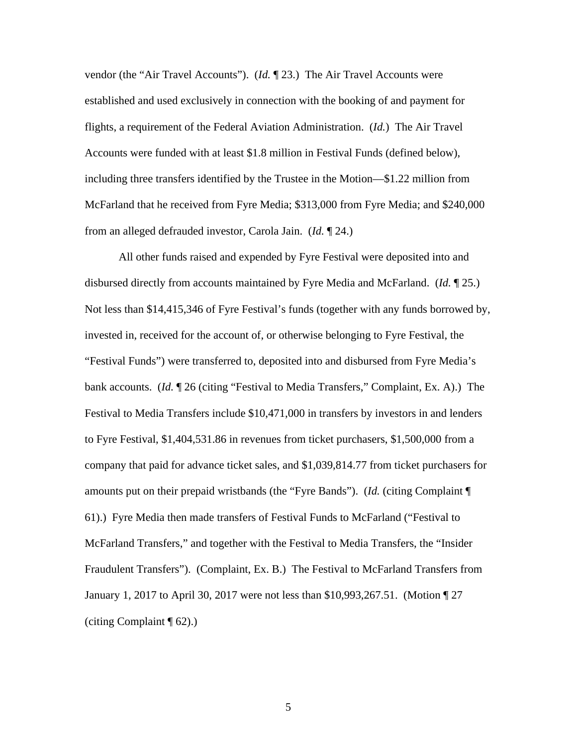vendor (the "Air Travel Accounts"). (*Id.* ¶ 23.) The Air Travel Accounts were established and used exclusively in connection with the booking of and payment for flights, a requirement of the Federal Aviation Administration. (*Id.*) The Air Travel Accounts were funded with at least $1.8 million in Festival Funds (defined below), including three transfers identified by the Trustee in the Motion—$1.22 million from McFarland that he received from Fyre Media; $313,000 from Fyre Media; and $240,000 from an alleged defrauded investor, Carola Jain. (*Id.* ¶ 24.)

All other funds raised and expended by Fyre Festival were deposited into and disbursed directly from accounts maintained by Fyre Media and McFarland. (*Id.* ¶ 25.) Not less than $14,415,346 of Fyre Festival's funds (together with any funds borrowed by, invested in, received for the account of, or otherwise belonging to Fyre Festival, the "Festival Funds") were transferred to, deposited into and disbursed from Fyre Media's bank accounts. (*Id.* ¶ 26 (citing "Festival to Media Transfers," Complaint, Ex. A).) The Festival to Media Transfers include $10,471,000 in transfers by investors in and lenders to Fyre Festival, $1,404,531.86 in revenues from ticket purchasers, $1,500,000 from a company that paid for advance ticket sales, and $1,039,814.77 from ticket purchasers for amounts put on their prepaid wristbands (the "Fyre Bands"). (*Id.* (citing Complaint ¶ 61).) Fyre Media then made transfers of Festival Funds to McFarland ("Festival to McFarland Transfers," and together with the Festival to Media Transfers, the "Insider Fraudulent Transfers"). (Complaint, Ex. B.) The Festival to McFarland Transfers from January 1, 2017 to April 30, 2017 were not less than $10,993,267.51. (Motion ¶ 27 (citing Complaint ¶ 62).)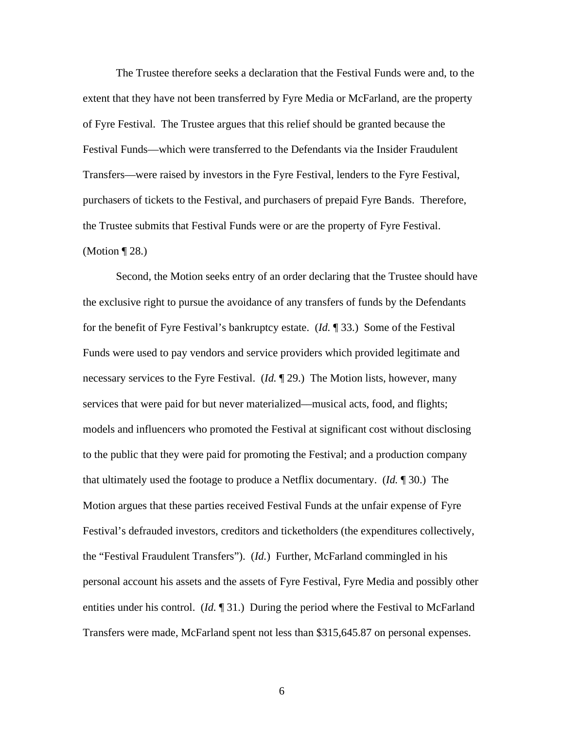The Trustee therefore seeks a declaration that the Festival Funds were and, to the extent that they have not been transferred by Fyre Media or McFarland, are the property of Fyre Festival. The Trustee argues that this relief should be granted because the Festival Funds—which were transferred to the Defendants via the Insider Fraudulent Transfers—were raised by investors in the Fyre Festival, lenders to the Fyre Festival, purchasers of tickets to the Festival, and purchasers of prepaid Fyre Bands. Therefore, the Trustee submits that Festival Funds were or are the property of Fyre Festival. (Motion ¶ 28.)

Second, the Motion seeks entry of an order declaring that the Trustee should have the exclusive right to pursue the avoidance of any transfers of funds by the Defendants for the benefit of Fyre Festival's bankruptcy estate. (*Id.* ¶ 33.) Some of the Festival Funds were used to pay vendors and service providers which provided legitimate and necessary services to the Fyre Festival. (*Id.* ¶ 29.) The Motion lists, however, many services that were paid for but never materialized—musical acts, food, and flights; models and influencers who promoted the Festival at significant cost without disclosing to the public that they were paid for promoting the Festival; and a production company that ultimately used the footage to produce a Netflix documentary. (*Id.* ¶ 30.) The Motion argues that these parties received Festival Funds at the unfair expense of Fyre Festival's defrauded investors, creditors and ticketholders (the expenditures collectively, the "Festival Fraudulent Transfers"). (*Id.*) Further, McFarland commingled in his personal account his assets and the assets of Fyre Festival, Fyre Media and possibly other entities under his control. (*Id.* ¶ 31.) During the period where the Festival to McFarland Transfers were made, McFarland spent not less than $315,645.87 on personal expenses.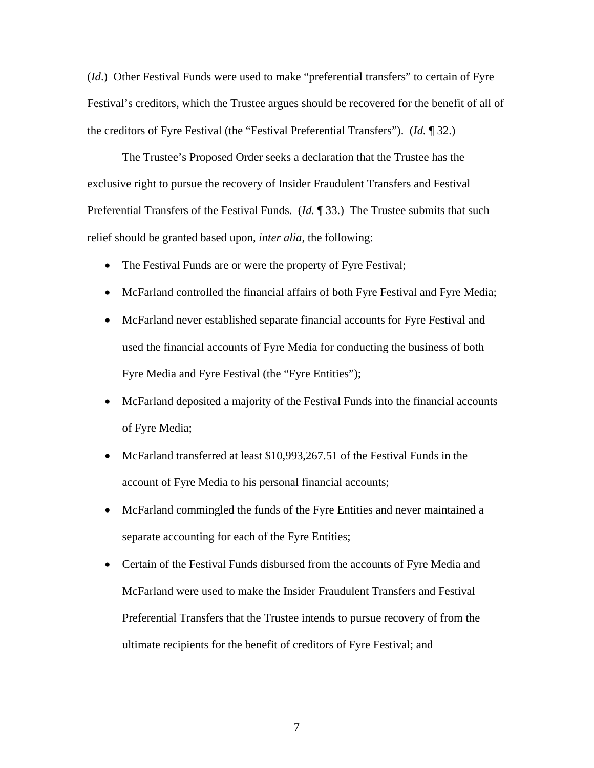(*Id*.) Other Festival Funds were used to make "preferential transfers" to certain of Fyre Festival's creditors, which the Trustee argues should be recovered for the benefit of all of the creditors of Fyre Festival (the "Festival Preferential Transfers"). (*Id.* ¶ 32.)

The Trustee's Proposed Order seeks a declaration that the Trustee has the exclusive right to pursue the recovery of Insider Fraudulent Transfers and Festival Preferential Transfers of the Festival Funds. (*Id.* ¶ 33.) The Trustee submits that such relief should be granted based upon, *inter alia*, the following:

- The Festival Funds are or were the property of Fyre Festival;
- McFarland controlled the financial affairs of both Fyre Festival and Fyre Media;
- McFarland never established separate financial accounts for Fyre Festival and used the financial accounts of Fyre Media for conducting the business of both Fyre Media and Fyre Festival (the "Fyre Entities");
- McFarland deposited a majority of the Festival Funds into the financial accounts of Fyre Media;
- McFarland transferred at least $10,993,267.51 of the Festival Funds in the account of Fyre Media to his personal financial accounts;
- McFarland commingled the funds of the Fyre Entities and never maintained a separate accounting for each of the Fyre Entities;
- Certain of the Festival Funds disbursed from the accounts of Fyre Media and McFarland were used to make the Insider Fraudulent Transfers and Festival Preferential Transfers that the Trustee intends to pursue recovery of from the ultimate recipients for the benefit of creditors of Fyre Festival; and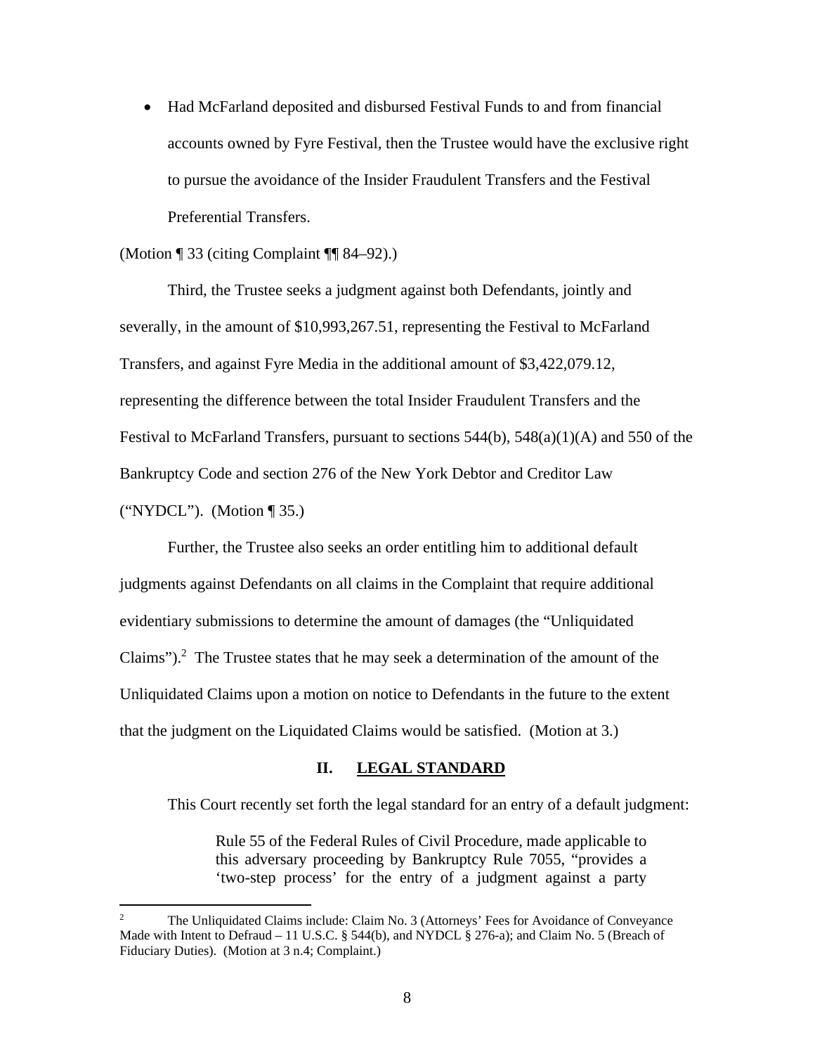- Had McFarland deposited and disbursed Festival Funds to and from financial accounts owned by Fyre Festival, then the Trustee would have the exclusive right to pursue the avoidance of the Insider Fraudulent Transfers and the Festival Preferential Transfers.

(Motion ¶ 33 (citing Complaint ¶¶ 84–92).)

Third, the Trustee seeks a judgment against both Defendants, jointly and severally, in the amount of $10,993,267.51, representing the Festival to McFarland Transfers, and against Fyre Media in the additional amount of $3,422,079.12, representing the difference between the total Insider Fraudulent Transfers and the Festival to McFarland Transfers, pursuant to sections 544(b), 548(a)(1)(A) and 550 of the Bankruptcy Code and section 276 of the New York Debtor and Creditor Law ("NYDCL"). (Motion ¶ 35.)

Further, the Trustee also seeks an order entitling him to additional default judgments against Defendants on all claims in the Complaint that require additional evidentiary submissions to determine the amount of damages (the "Unliquidated Claims").[2] The Trustee states that he may seek a determination of the amount of the Unliquidated Claims upon a motion on notice to Defendants in the future to the extent that the judgment on the Liquidated Claims would be satisfied. (Motion at 3.)

## II. LEGAL STANDARD

This Court recently set forth the legal standard for an entry of a default judgment:

> Rule 55 of the Federal Rules of Civil Procedure, made applicable to this adversary proceeding by Bankruptcy Rule 7055, "provides a 'two-step process' for the entry of a judgment against a party

[2] The Unliquidated Claims include: Claim No. 3 (Attorneys' Fees for Avoidance of Conveyance Made with Intent to Defraud – 11 U.S.C. § 544(b), and NYDCL § 276-a); and Claim No. 5 (Breach of Fiduciary Duties). (Motion at 3 n.4; Complaint.)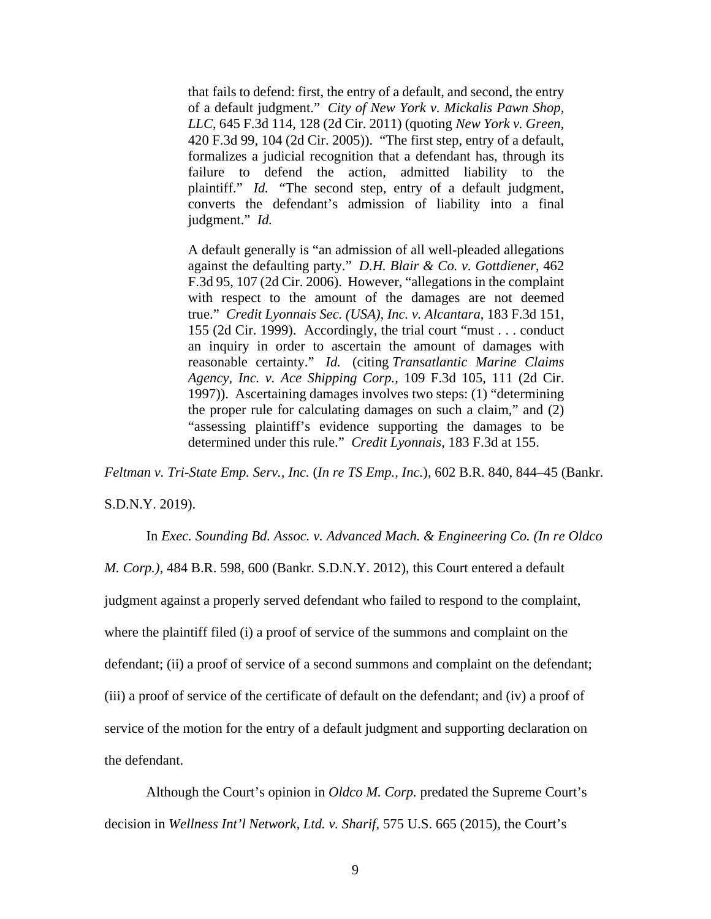> that fails to defend: first, the entry of a default, and second, the entry of a default judgment." *City of New York v. Mickalis Pawn Shop, LLC*, 645 F.3d 114, 128 (2d Cir. 2011) (quoting *New York v. Green*, 420 F.3d 99, 104 (2d Cir. 2005)). "The first step, entry of a default, formalizes a judicial recognition that a defendant has, through its failure to defend the action, admitted liability to the plaintiff." *Id.* "The second step, entry of a default judgment, converts the defendant's admission of liability into a final judgment." *Id.*
>
> A default generally is "an admission of all well-pleaded allegations against the defaulting party." *D.H. Blair & Co. v. Gottdiener*, 462 F.3d 95, 107 (2d Cir. 2006). However, "allegations in the complaint with respect to the amount of the damages are not deemed true." *Credit Lyonnais Sec. (USA), Inc. v. Alcantara*, 183 F.3d 151, 155 (2d Cir. 1999). Accordingly, the trial court "must . . . conduct an inquiry in order to ascertain the amount of damages with reasonable certainty." *Id.* (citing *Transatlantic Marine Claims Agency, Inc. v. Ace Shipping Corp.*, 109 F.3d 105, 111 (2d Cir. 1997)). Ascertaining damages involves two steps: (1) "determining the proper rule for calculating damages on such a claim," and (2) "assessing plaintiff's evidence supporting the damages to be determined under this rule." *Credit Lyonnais*, 183 F.3d at 155.

*Feltman v. Tri-State Emp. Serv., Inc.* (*In re TS Emp., Inc.*), 602 B.R. 840, 844–45 (Bankr. S.D.N.Y. 2019).

In *Exec. Sounding Bd. Assoc. v. Advanced Mach. & Engineering Co. (In re Oldco M. Corp.)*, 484 B.R. 598, 600 (Bankr. S.D.N.Y. 2012), this Court entered a default judgment against a properly served defendant who failed to respond to the complaint, where the plaintiff filed (i) a proof of service of the summons and complaint on the defendant; (ii) a proof of service of a second summons and complaint on the defendant; (iii) a proof of service of the certificate of default on the defendant; and (iv) a proof of service of the motion for the entry of a default judgment and supporting declaration on the defendant.

Although the Court's opinion in *Oldco M. Corp.* predated the Supreme Court's decision in *Wellness Int'l Network, Ltd. v. Sharif*, 575 U.S. 665 (2015), the Court's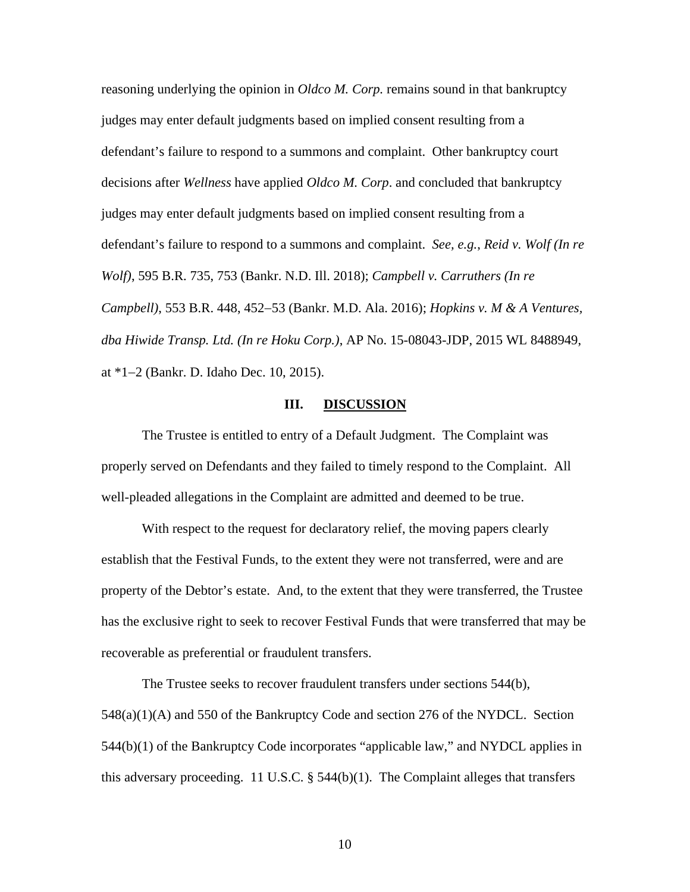reasoning underlying the opinion in *Oldco M. Corp.* remains sound in that bankruptcy judges may enter default judgments based on implied consent resulting from a defendant's failure to respond to a summons and complaint. Other bankruptcy court decisions after *Wellness* have applied *Oldco M. Corp*. and concluded that bankruptcy judges may enter default judgments based on implied consent resulting from a defendant's failure to respond to a summons and complaint. *See, e.g.*, *Reid v. Wolf (In re Wolf)*, 595 B.R. 735, 753 (Bankr. N.D. Ill. 2018); *Campbell v. Carruthers (In re Campbell)*, 553 B.R. 448, 452–53 (Bankr. M.D. Ala. 2016); *Hopkins v. M & A Ventures, dba Hiwide Transp. Ltd. (In re Hoku Corp.)*, AP No. 15-08043-JDP, 2015 WL 8488949, at *1–2 (Bankr. D. Idaho Dec. 10, 2015).

## III. DISCUSSION

The Trustee is entitled to entry of a Default Judgment. The Complaint was properly served on Defendants and they failed to timely respond to the Complaint. All well-pleaded allegations in the Complaint are admitted and deemed to be true.

With respect to the request for declaratory relief, the moving papers clearly establish that the Festival Funds, to the extent they were not transferred, were and are property of the Debtor's estate. And, to the extent that they were transferred, the Trustee has the exclusive right to seek to recover Festival Funds that were transferred that may be recoverable as preferential or fraudulent transfers.

The Trustee seeks to recover fraudulent transfers under sections 544(b), 548(a)(1)(A) and 550 of the Bankruptcy Code and section 276 of the NYDCL. Section 544(b)(1) of the Bankruptcy Code incorporates "applicable law," and NYDCL applies in this adversary proceeding. 11 U.S.C. § 544(b)(1). The Complaint alleges that transfers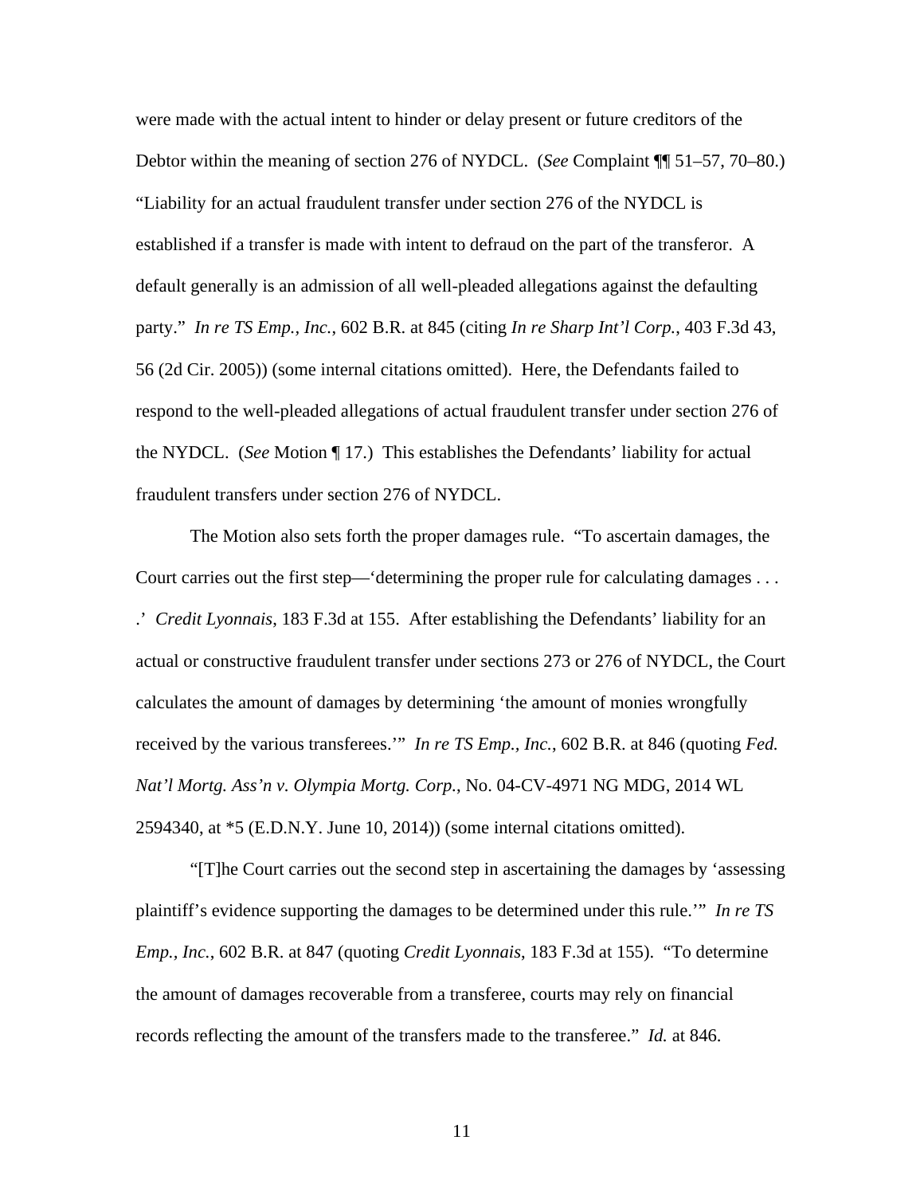were made with the actual intent to hinder or delay present or future creditors of the Debtor within the meaning of section 276 of NYDCL. (*See* Complaint ¶¶ 51–57, 70–80.) "Liability for an actual fraudulent transfer under section 276 of the NYDCL is established if a transfer is made with intent to defraud on the part of the transferor. A default generally is an admission of all well-pleaded allegations against the defaulting party." *In re TS Emp., Inc.*, 602 B.R. at 845 (citing *In re Sharp Int'l Corp.*, 403 F.3d 43, 56 (2d Cir. 2005)) (some internal citations omitted). Here, the Defendants failed to respond to the well-pleaded allegations of actual fraudulent transfer under section 276 of the NYDCL. (*See* Motion ¶ 17.) This establishes the Defendants' liability for actual fraudulent transfers under section 276 of NYDCL.

The Motion also sets forth the proper damages rule. "To ascertain damages, the Court carries out the first step—'determining the proper rule for calculating damages . . . .' *Credit Lyonnais*, 183 F.3d at 155. After establishing the Defendants' liability for an actual or constructive fraudulent transfer under sections 273 or 276 of NYDCL, the Court calculates the amount of damages by determining 'the amount of monies wrongfully received by the various transferees.'" *In re TS Emp., Inc.*, 602 B.R. at 846 (quoting *Fed. Nat'l Mortg. Ass'n v. Olympia Mortg. Corp.*, No. 04-CV-4971 NG MDG, 2014 WL 2594340, at *5 (E.D.N.Y. June 10, 2014)) (some internal citations omitted).

"[T]he Court carries out the second step in ascertaining the damages by 'assessing plaintiff's evidence supporting the damages to be determined under this rule.'" *In re TS Emp., Inc.*, 602 B.R. at 847 (quoting *Credit Lyonnais*, 183 F.3d at 155). "To determine the amount of damages recoverable from a transferee, courts may rely on financial records reflecting the amount of the transfers made to the transferee." *Id.* at 846.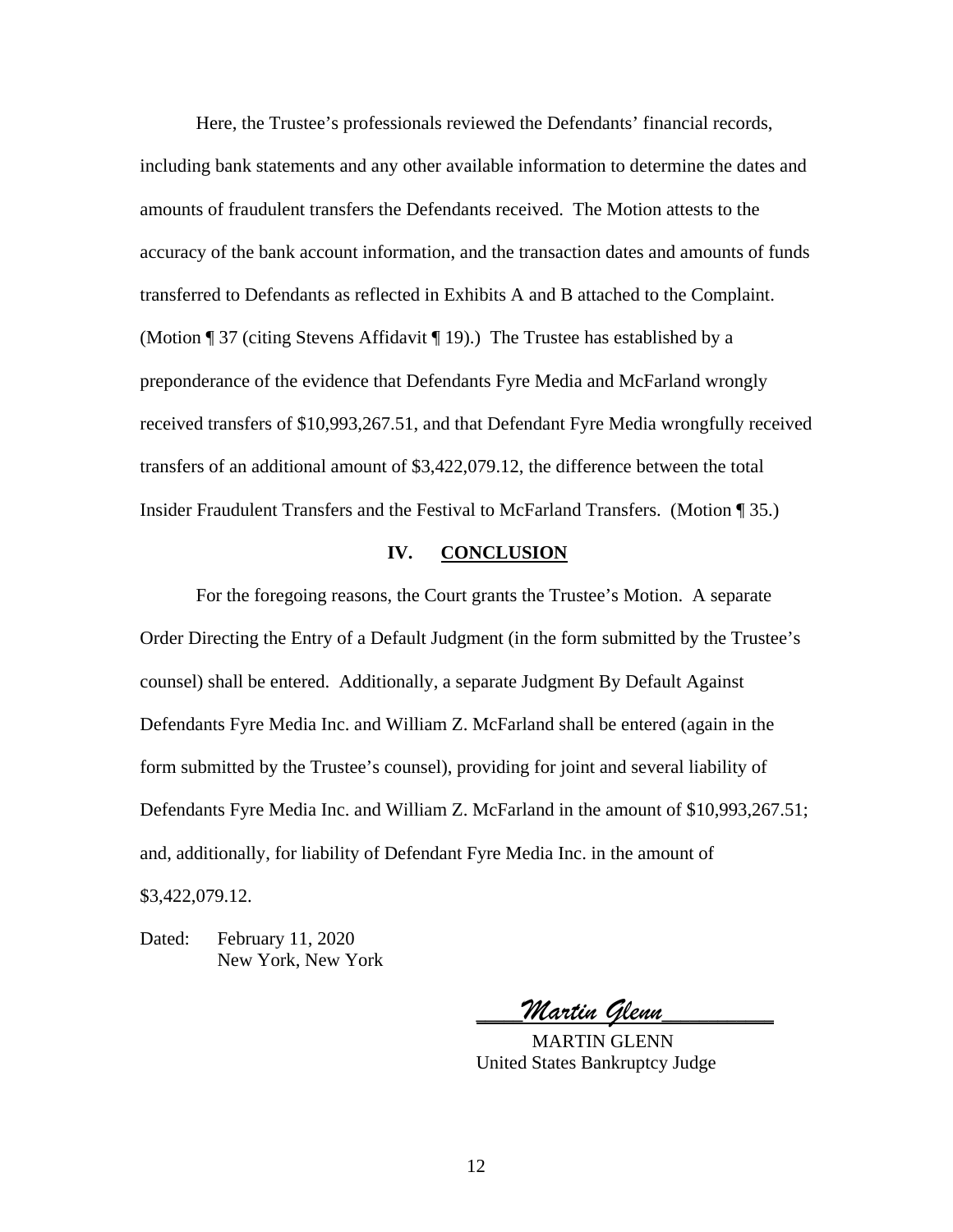Here, the Trustee's professionals reviewed the Defendants' financial records, including bank statements and any other available information to determine the dates and amounts of fraudulent transfers the Defendants received. The Motion attests to the accuracy of the bank account information, and the transaction dates and amounts of funds transferred to Defendants as reflected in Exhibits A and B attached to the Complaint. (Motion ¶ 37 (citing Stevens Affidavit ¶ 19).) The Trustee has established by a preponderance of the evidence that Defendants Fyre Media and McFarland wrongly received transfers of $10,993,267.51, and that Defendant Fyre Media wrongfully received transfers of an additional amount of $3,422,079.12, the difference between the total Insider Fraudulent Transfers and the Festival to McFarland Transfers. (Motion ¶ 35.)

## IV. CONCLUSION

For the foregoing reasons, the Court grants the Trustee's Motion. A separate Order Directing the Entry of a Default Judgment (in the form submitted by the Trustee's counsel) shall be entered. Additionally, a separate Judgment By Default Against Defendants Fyre Media Inc. and William Z. McFarland shall be entered (again in the form submitted by the Trustee's counsel), providing for joint and several liability of Defendants Fyre Media Inc. and William Z. McFarland in the amount of $10,993,267.51; and, additionally, for liability of Defendant Fyre Media Inc. in the amount of $3,422,079.12.

Dated: February 11, 2020
New York, New York

*Martin Glenn*

MARTIN GLENN
United States Bankruptcy Judge